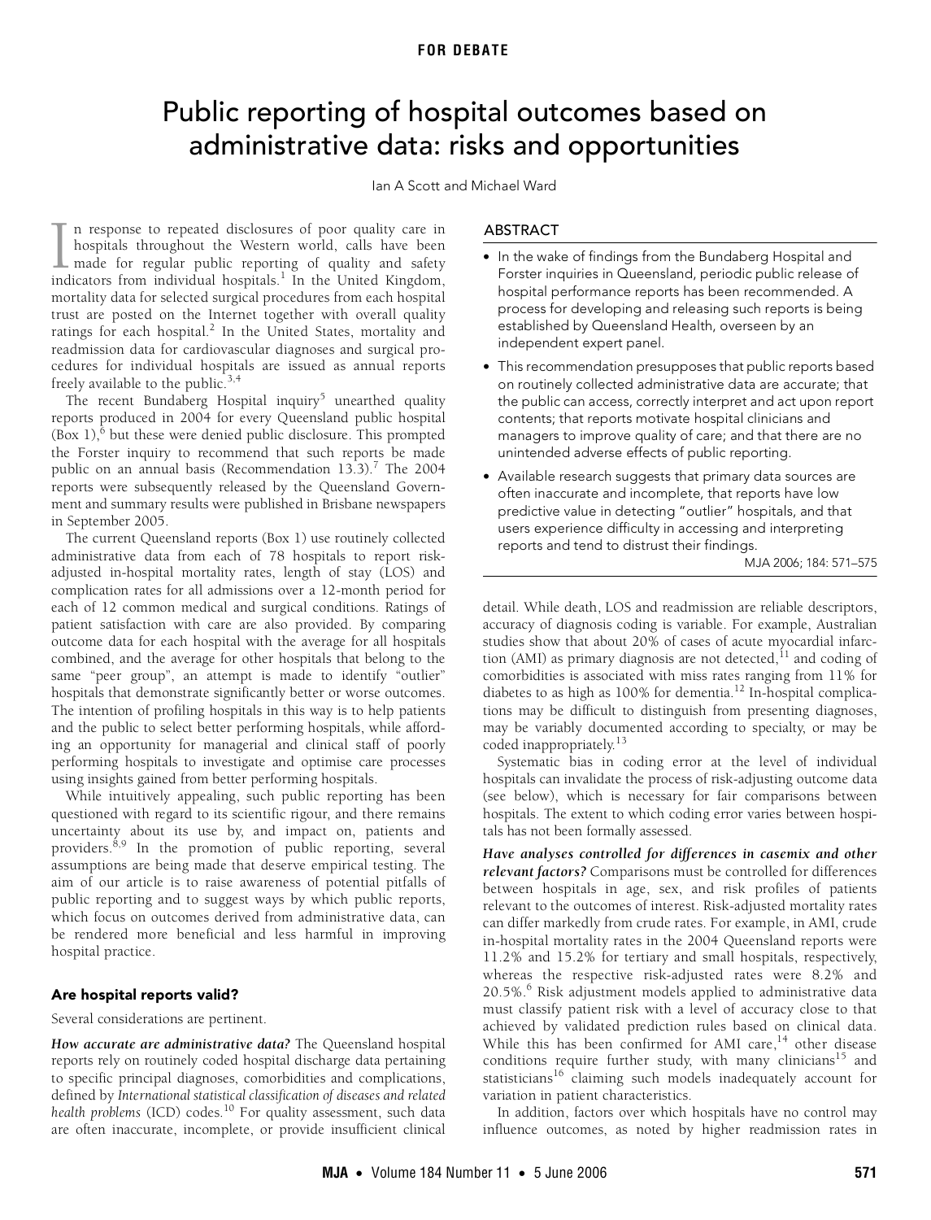FOR DEBATE

# Public reporting of hospital outcomes based on administrative data: risks and opportunities

Ian A Scott and Michael Ward

## ABSTRACT

- In the wake of findings from the Bundaberg Hospital and Forster inquiries in Queensland, periodic public release of hospital performance reports has been recommended. A process for developing and releasing such reports is being established by Queensland Health, overseen by an independent expert panel.
- This recommendation presupposes that public reports based on routinely collected administrative data are accurate; that the public can access, correctly interpret and act upon report contents; that reports motivate hospital clinicians and managers to improve quality of care; and that there are no unintended adverse effects of public reporting.
- Available research suggests that primary data sources are often inaccurate and incomplete, that reports have low predictive value in detecting "outlier" hospitals, and that users experience difficulty in accessing and interpreting reports and tend to distrust their findings.

MJA 2006; 184: 571–575

In response to repeated disclosures of poor quality care in hospitals throughout the Western world, calls have been made for regular public reporting of quality and safety indicators from individual hospitals.[1] In the United Kingdom, mortality data for selected surgical procedures from each hospital trust are posted on the Internet together with overall quality ratings for each hospital.[2] In the United States, mortality and readmission data for cardiovascular diagnoses and surgical procedures for individual hospitals are issued as annual reports freely available to the public.[3,4]

The recent Bundaberg Hospital inquiry[5] unearthed quality reports produced in 2004 for every Queensland public hospital (Box 1),[6] but these were denied public disclosure. This prompted the Forster inquiry to recommend that such reports be made public on an annual basis (Recommendation 13.3).[7] The 2004 reports were subsequently released by the Queensland Government and summary results were published in Brisbane newspapers in September 2005.

The current Queensland reports (Box 1) use routinely collected administrative data from each of 78 hospitals to report risk-adjusted in-hospital mortality rates, length of stay (LOS) and complication rates for all admissions over a 12-month period for each of 12 common medical and surgical conditions. Ratings of patient satisfaction with care are also provided. By comparing outcome data for each hospital with the average for all hospitals combined, and the average for other hospitals that belong to the same "peer group", an attempt is made to identify "outlier" hospitals that demonstrate significantly better or worse outcomes. The intention of profiling hospitals in this way is to help patients and the public to select better performing hospitals, while affording an opportunity for managerial and clinical staff of poorly performing hospitals to investigate and optimise care processes using insights gained from better performing hospitals.

While intuitively appealing, such public reporting has been questioned with regard to its scientific rigour, and there remains uncertainty about its use by, and impact on, patients and providers.[8,9] In the promotion of public reporting, several assumptions are being made that deserve empirical testing. The aim of our article is to raise awareness of potential pitfalls of public reporting and to suggest ways by which public reports, which focus on outcomes derived from administrative data, can be rendered more beneficial and less harmful in improving hospital practice.

## Are hospital reports valid?

Several considerations are pertinent.

***How accurate are administrative data?*** The Queensland hospital reports rely on routinely coded hospital discharge data pertaining to specific principal diagnoses, comorbidities and complications, defined by *International statistical classification of diseases and related health problems* (ICD) codes.[10] For quality assessment, such data are often inaccurate, incomplete, or provide insufficient clinical detail. While death, LOS and readmission are reliable descriptors, accuracy of diagnosis coding is variable. For example, Australian studies show that about 20% of cases of acute myocardial infarction (AMI) as primary diagnosis are not detected,[11] and coding of comorbidities is associated with miss rates ranging from 11% for diabetes to as high as 100% for dementia.[12] In-hospital complications may be difficult to distinguish from presenting diagnoses, may be variably documented according to specialty, or may be coded inappropriately.[13]

Systematic bias in coding error at the level of individual hospitals can invalidate the process of risk-adjusting outcome data (see below), which is necessary for fair comparisons between hospitals. The extent to which coding error varies between hospitals has not been formally assessed.

***Have analyses controlled for differences in casemix and other relevant factors?*** Comparisons must be controlled for differences between hospitals in age, sex, and risk profiles of patients relevant to the outcomes of interest. Risk-adjusted mortality rates can differ markedly from crude rates. For example, in AMI, crude in-hospital mortality rates in the 2004 Queensland reports were 11.2% and 15.2% for tertiary and small hospitals, respectively, whereas the respective risk-adjusted rates were 8.2% and 20.5%.[6] Risk adjustment models applied to administrative data must classify patient risk with a level of accuracy close to that achieved by validated prediction rules based on clinical data. While this has been confirmed for AMI care,[14] other disease conditions require further study, with many clinicians[15] and statisticians[16] claiming such models inadequately account for variation in patient characteristics.

In addition, factors over which hospitals have no control may influence outcomes, as noted by higher readmission rates in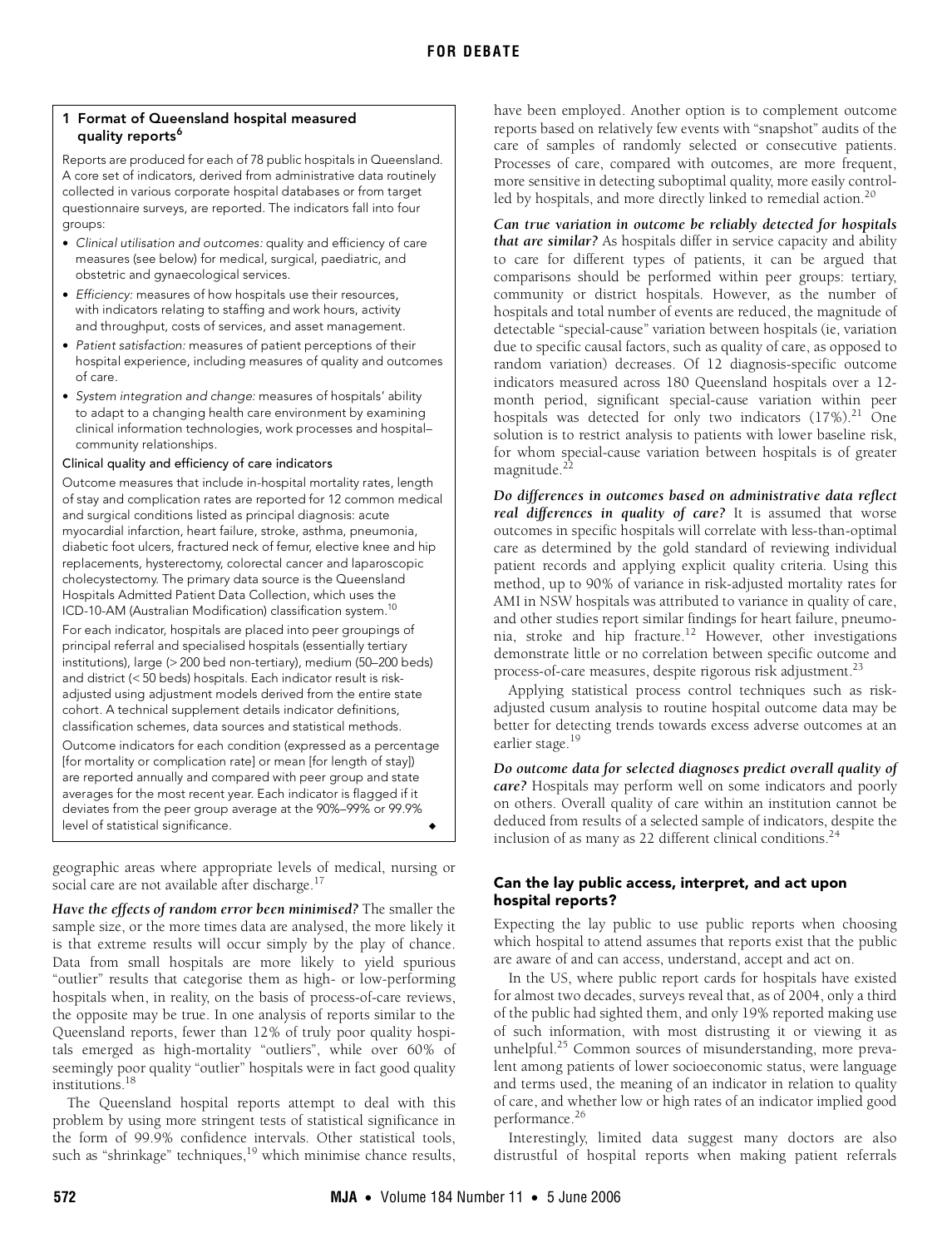### 1 Format of Queensland hospital measured quality reports[6]

Reports are produced for each of 78 public hospitals in Queensland. A core set of indicators, derived from administrative data routinely collected in various corporate hospital databases or from target questionnaire surveys, are reported. The indicators fall into four groups:

- *Clinical utilisation and outcomes:* quality and efficiency of care measures (see below) for medical, surgical, paediatric, and obstetric and gynaecological services.
- *Efficiency:* measures of how hospitals use their resources, with indicators relating to staffing and work hours, activity and throughput, costs of services, and asset management.
- *Patient satisfaction:* measures of patient perceptions of their hospital experience, including measures of quality and outcomes of care.
- *System integration and change:* measures of hospitals' ability to adapt to a changing health care environment by examining clinical information technologies, work processes and hospital–community relationships.

**Clinical quality and efficiency of care indicators**

Outcome measures that include in-hospital mortality rates, length of stay and complication rates are reported for 12 common medical and surgical conditions listed as principal diagnosis: acute myocardial infarction, heart failure, stroke, asthma, pneumonia, diabetic foot ulcers, fractured neck of femur, elective knee and hip replacements, hysterectomy, colorectal cancer and laparoscopic cholecystectomy. The primary data source is the Queensland Hospitals Admitted Patient Data Collection, which uses the ICD-10-AM (Australian Modification) classification system.[10]

For each indicator, hospitals are placed into peer groupings of principal referral and specialised hospitals (essentially tertiary institutions), large (> 200 bed non-tertiary), medium (50–200 beds) and district (< 50 beds) hospitals. Each indicator result is risk-adjusted using adjustment models derived from the entire state cohort. A technical supplement details indicator definitions, classification schemes, data sources and statistical methods.

Outcome indicators for each condition (expressed as a percentage [for mortality or complication rate] or mean [for length of stay]) are reported annually and compared with peer group and state averages for the most recent year. Each indicator is flagged if it deviates from the peer group average at the 90%–99% or 99.9% level of statistical significance. ◆

geographic areas where appropriate levels of medical, nursing or social care are not available after discharge.[17]

***Have the effects of random error been minimised?*** The smaller the sample size, or the more times data are analysed, the more likely it is that extreme results will occur simply by the play of chance. Data from small hospitals are more likely to yield spurious "outlier" results that categorise them as high- or low-performing hospitals when, in reality, on the basis of process-of-care reviews, the opposite may be true. In one analysis of reports similar to the Queensland reports, fewer than 12% of truly poor quality hospitals emerged as high-mortality "outliers", while over 60% of seemingly poor quality "outlier" hospitals were in fact good quality institutions.[18]

The Queensland hospital reports attempt to deal with this problem by using more stringent tests of statistical significance in the form of 99.9% confidence intervals. Other statistical tools, such as "shrinkage" techniques,[19] which minimise chance results, have been employed. Another option is to complement outcome reports based on relatively few events with "snapshot" audits of the care of samples of randomly selected or consecutive patients. Processes of care, compared with outcomes, are more frequent, more sensitive in detecting suboptimal quality, more easily controlled by hospitals, and more directly linked to remedial action.[20]

***Can true variation in outcome be reliably detected for hospitals that are similar?*** As hospitals differ in service capacity and ability to care for different types of patients, it can be argued that comparisons should be performed within peer groups: tertiary, community or district hospitals. However, as the number of hospitals and total number of events are reduced, the magnitude of detectable "special-cause" variation between hospitals (ie, variation due to specific causal factors, such as quality of care, as opposed to random variation) decreases. Of 12 diagnosis-specific outcome indicators measured across 180 Queensland hospitals over a 12-month period, significant special-cause variation within peer hospitals was detected for only two indicators (17%).[21] One solution is to restrict analysis to patients with lower baseline risk, for whom special-cause variation between hospitals is of greater magnitude.[22]

***Do differences in outcomes based on administrative data reflect real differences in quality of care?*** It is assumed that worse outcomes in specific hospitals will correlate with less-than-optimal care as determined by the gold standard of reviewing individual patient records and applying explicit quality criteria. Using this method, up to 90% of variance in risk-adjusted mortality rates for AMI in NSW hospitals was attributed to variance in quality of care, and other studies report similar findings for heart failure, pneumonia, stroke and hip fracture.[12] However, other investigations demonstrate little or no correlation between specific outcome and process-of-care measures, despite rigorous risk adjustment.[23]

Applying statistical process control techniques such as risk-adjusted cusum analysis to routine hospital outcome data may be better for detecting trends towards excess adverse outcomes at an earlier stage.[19]

***Do outcome data for selected diagnoses predict overall quality of care?*** Hospitals may perform well on some indicators and poorly on others. Overall quality of care within an institution cannot be deduced from results of a selected sample of indicators, despite the inclusion of as many as 22 different clinical conditions.[24]

## Can the lay public access, interpret, and act upon hospital reports?

Expecting the lay public to use public reports when choosing which hospital to attend assumes that reports exist that the public are aware of and can access, understand, accept and act on.

In the US, where public report cards for hospitals have existed for almost two decades, surveys reveal that, as of 2004, only a third of the public had sighted them, and only 19% reported making use of such information, with most distrusting it or viewing it as unhelpful.[25] Common sources of misunderstanding, more prevalent among patients of lower socioeconomic status, were language and terms used, the meaning of an indicator in relation to quality of care, and whether low or high rates of an indicator implied good performance.[26]

Interestingly, limited data suggest many doctors are also distrustful of hospital reports when making patient referrals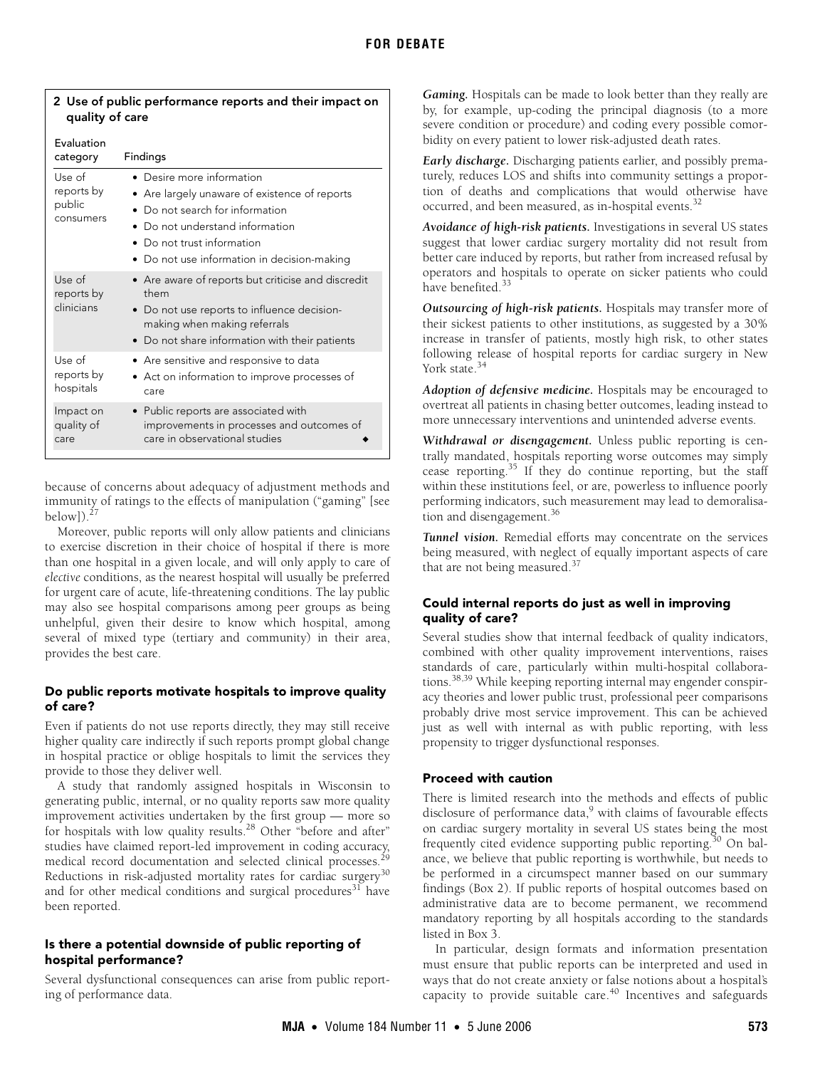**2 Use of public performance reports and their impact on quality of care**

| Evaluation category | Findings |
|---|---|
| Use of reports by public consumers | • Desire more information<br>• Are largely unaware of existence of reports<br>• Do not search for information<br>• Do not understand information<br>• Do not trust information<br>• Do not use information in decision-making |
| Use of reports by clinicians | • Are aware of reports but criticise and discredit them<br>• Do not use reports to influence decision-making when making referrals<br>• Do not share information with their patients |
| Use of reports by hospitals | • Are sensitive and responsive to data<br>• Act on information to improve processes of care |
| Impact on quality of care | • Public reports are associated with improvements in processes and outcomes of care in observational studies |

because of concerns about adequacy of adjustment methods and immunity of ratings to the effects of manipulation ("gaming" [see below]).[27]

Moreover, public reports will only allow patients and clinicians to exercise discretion in their choice of hospital if there is more than one hospital in a given locale, and will only apply to care of *elective* conditions, as the nearest hospital will usually be preferred for urgent care of acute, life-threatening conditions. The lay public may also see hospital comparisons among peer groups as being unhelpful, given their desire to know which hospital, among several of mixed type (tertiary and community) in their area, provides the best care.

## Do public reports motivate hospitals to improve quality of care?

Even if patients do not use reports directly, they may still receive higher quality care indirectly if such reports prompt global change in hospital practice or oblige hospitals to limit the services they provide to those they deliver well.

A study that randomly assigned hospitals in Wisconsin to generating public, internal, or no quality reports saw more quality improvement activities undertaken by the first group — more so for hospitals with low quality results.[28] Other "before and after" studies have claimed report-led improvement in coding accuracy, medical record documentation and selected clinical processes.[29] Reductions in risk-adjusted mortality rates for cardiac surgery[30] and for other medical conditions and surgical procedures[31] have been reported.

## Is there a potential downside of public reporting of hospital performance?

Several dysfunctional consequences can arise from public reporting of performance data.

***Gaming.*** Hospitals can be made to look better than they really are by, for example, up-coding the principal diagnosis (to a more severe condition or procedure) and coding every possible comorbidity on every patient to lower risk-adjusted death rates.

***Early discharge.*** Discharging patients earlier, and possibly prematurely, reduces LOS and shifts into community settings a proportion of deaths and complications that would otherwise have occurred, and been measured, as in-hospital events.[32]

***Avoidance of high-risk patients.*** Investigations in several US states suggest that lower cardiac surgery mortality did not result from better care induced by reports, but rather from increased refusal by operators and hospitals to operate on sicker patients who could have benefited.[33]

***Outsourcing of high-risk patients.*** Hospitals may transfer more of their sickest patients to other institutions, as suggested by a 30% increase in transfer of patients, mostly high risk, to other states following release of hospital reports for cardiac surgery in New York state.[34]

***Adoption of defensive medicine.*** Hospitals may be encouraged to overtreat all patients in chasing better outcomes, leading instead to more unnecessary interventions and unintended adverse events.

***Withdrawal or disengagement.*** Unless public reporting is centrally mandated, hospitals reporting worse outcomes may simply cease reporting.[35] If they do continue reporting, but the staff within these institutions feel, or are, powerless to influence poorly performing indicators, such measurement may lead to demoralisation and disengagement.[36]

***Tunnel vision.*** Remedial efforts may concentrate on the services being measured, with neglect of equally important aspects of care that are not being measured.[37]

## Could internal reports do just as well in improving quality of care?

Several studies show that internal feedback of quality indicators, combined with other quality improvement interventions, raises standards of care, particularly within multi-hospital collaborations.[38,39] While keeping reporting internal may engender conspiracy theories and lower public trust, professional peer comparisons probably drive most service improvement. This can be achieved just as well with internal as with public reporting, with less propensity to trigger dysfunctional responses.

## Proceed with caution

There is limited research into the methods and effects of public disclosure of performance data,[9] with claims of favourable effects on cardiac surgery mortality in several US states being the most frequently cited evidence supporting public reporting.[30] On balance, we believe that public reporting is worthwhile, but needs to be performed in a circumspect manner based on our summary findings (Box 2). If public reports of hospital outcomes based on administrative data are to become permanent, we recommend mandatory reporting by all hospitals according to the standards listed in Box 3.

In particular, design formats and information presentation must ensure that public reports can be interpreted and used in ways that do not create anxiety or false notions about a hospital's capacity to provide suitable care.[40] Incentives and safeguards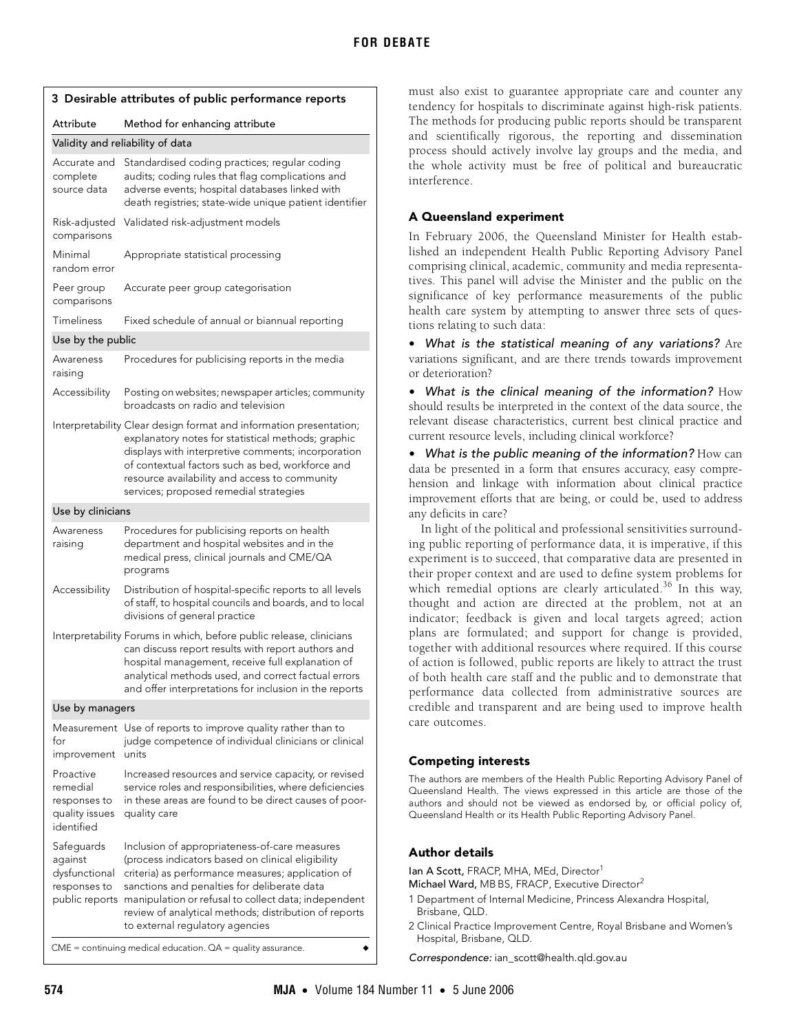### 3 Desirable attributes of public performance reports

| Attribute | Method for enhancing attribute |
|---|---|
| **Validity and reliability of data** | |
| Accurate and complete source data | Standardised coding practices; regular coding audits; coding rules that flag complications and adverse events; hospital databases linked with death registries; state-wide unique patient identifier |
| Risk-adjusted comparisons | Validated risk-adjustment models |
| Minimal random error | Appropriate statistical processing |
| Peer group comparisons | Accurate peer group categorisation |
| Timeliness | Fixed schedule of annual or biannual reporting |
| **Use by the public** | |
| Awareness raising | Procedures for publicising reports in the media |
| Accessibility | Posting on websites; newspaper articles; community broadcasts on radio and television |
| Interpretability | Clear design format and information presentation; explanatory notes for statistical methods; graphic displays with interpretive comments; incorporation of contextual factors such as bed, workforce and resource availability and access to community services; proposed remedial strategies |
| **Use by clinicians** | |
| Awareness raising | Procedures for publicising reports on health department and hospital websites and in the medical press, clinical journals and CME/QA programs |
| Accessibility | Distribution of hospital-specific reports to all levels of staff, to hospital councils and boards, and to local divisions of general practice |
| Interpretability | Forums in which, before public release, clinicians can discuss report results with report authors and hospital management, receive full explanation of analytical methods used, and correct factual errors and offer interpretations for inclusion in the reports |
| **Use by managers** | |
| Measurement for improvement | Use of reports to improve quality rather than to judge competence of individual clinicians or clinical units |
| Proactive remedial responses to quality issues identified | Increased resources and service capacity, or revised service roles and responsibilities, where deficiencies in these areas are found to be direct causes of poor-quality care |
| Safeguards against dysfunctional responses to public reports | Inclusion of appropriateness-of-care measures (process indicators based on clinical eligibility criteria) as performance measures; application of sanctions and penalties for deliberate data manipulation or refusal to collect data; independent review of analytical methods; distribution of reports to external regulatory agencies |

CME = continuing medical education. QA = quality assurance.

must also exist to guarantee appropriate care and counter any tendency for hospitals to discriminate against high-risk patients. The methods for producing public reports should be transparent and scientifically rigorous, the reporting and dissemination process should actively involve lay groups and the media, and the whole activity must be free of political and bureaucratic interference.

## A Queensland experiment

In February 2006, the Queensland Minister for Health established an independent Health Public Reporting Advisory Panel comprising clinical, academic, community and media representatives. This panel will advise the Minister and the public on the significance of key performance measurements of the public health care system by attempting to answer three sets of questions relating to such data:

- *What is the statistical meaning of any variations?* Are variations significant, and are there trends towards improvement or deterioration?
- *What is the clinical meaning of the information?* How should results be interpreted in the context of the data source, the relevant disease characteristics, current best clinical practice and current resource levels, including clinical workforce?
- *What is the public meaning of the information?* How can data be presented in a form that ensures accuracy, easy comprehension and linkage with information about clinical practice improvement efforts that are being, or could be, used to address any deficits in care?

In light of the political and professional sensitivities surrounding public reporting of performance data, it is imperative, if this experiment is to succeed, that comparative data are presented in their proper context and are used to define system problems for which remedial options are clearly articulated.[36] In this way, thought and action are directed at the problem, not at an indicator; feedback is given and local targets agreed; action plans are formulated; and support for change is provided, together with additional resources where required. If this course of action is followed, public reports are likely to attract the trust of both health care staff and the public and to demonstrate that performance data collected from administrative sources are credible and transparent and are being used to improve health care outcomes.

## Competing interests

The authors are members of the Health Public Reporting Advisory Panel of Queensland Health. The views expressed in this article are those of the authors and should not be viewed as endorsed by, or official policy of, Queensland Health or its Health Public Reporting Advisory Panel.

## Author details

**Ian A Scott**, FRACP, MHA, MEd, Director[1]

**Michael Ward**, MB BS, FRACP, Executive Director[2]

1 Department of Internal Medicine, Princess Alexandra Hospital, Brisbane, QLD.

2 Clinical Practice Improvement Centre, Royal Brisbane and Women's Hospital, Brisbane, QLD.

*Correspondence:* ian_scott@health.qld.gov.au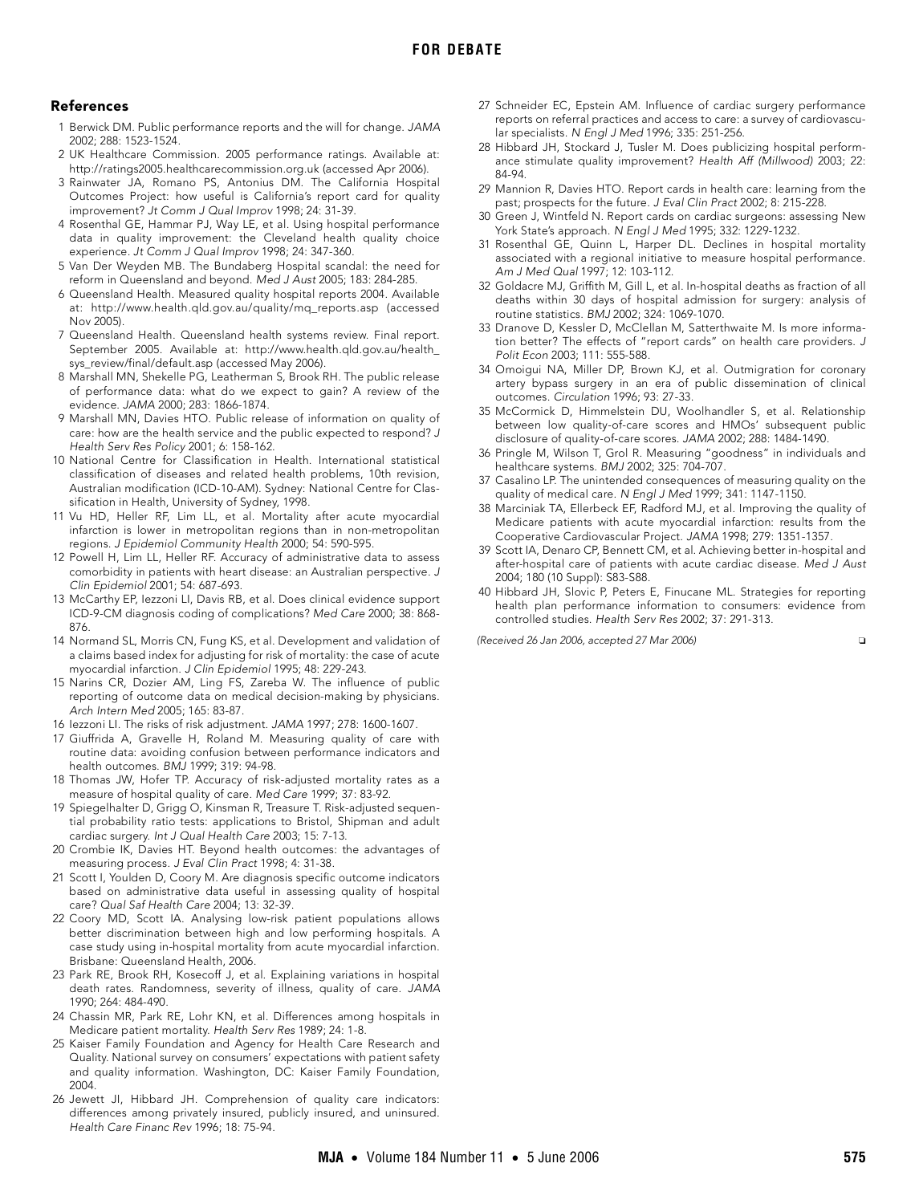## References

1 Berwick DM. Public performance reports and the will for change. *JAMA* 2002; 288: 1523-1524.

2 UK Healthcare Commission. 2005 performance ratings. Available at: http://ratings2005.healthcarecommission.org.uk (accessed Apr 2006).

3 Rainwater JA, Romano PS, Antonius DM. The California Hospital Outcomes Project: how useful is California's report card for quality improvement? *Jt Comm J Qual Improv* 1998; 24: 31-39.

4 Rosenthal GE, Hammar PJ, Way LE, et al. Using hospital performance data in quality improvement: the Cleveland health quality choice experience. *Jt Comm J Qual Improv* 1998; 24: 347-360.

5 Van Der Weyden MB. The Bundaberg Hospital scandal: the need for reform in Queensland and beyond. *Med J Aust* 2005; 183: 284-285.

6 Queensland Health. Measured quality hospital reports 2004. Available at: http://www.health.qld.gov.au/quality/mq_reports.asp (accessed Nov 2005).

7 Queensland Health. Queensland health systems review. Final report. September 2005. Available at: http://www.health.qld.gov.au/health_sys_review/final/default.asp (accessed May 2006).

8 Marshall MN, Shekelle PG, Leatherman S, Brook RH. The public release of performance data: what do we expect to gain? A review of the evidence. *JAMA* 2000; 283: 1866-1874.

9 Marshall MN, Davies HTO. Public release of information on quality of care: how are the health service and the public expected to respond? *J Health Serv Res Policy* 2001; 6: 158-162.

10 National Centre for Classification in Health. International statistical classification of diseases and related health problems, 10th revision, Australian modification (ICD-10-AM). Sydney: National Centre for Classification in Health, University of Sydney, 1998.

11 Vu HD, Heller RF, Lim LL, et al. Mortality after acute myocardial infarction is lower in metropolitan regions than in non-metropolitan regions. *J Epidemiol Community Health* 2000; 54: 590-595.

12 Powell H, Lim LL, Heller RF. Accuracy of administrative data to assess comorbidity in patients with heart disease: an Australian perspective. *J Clin Epidemiol* 2001; 54: 687-693.

13 McCarthy EP, Iezzoni LI, Davis RB, et al. Does clinical evidence support ICD-9-CM diagnosis coding of complications? *Med Care* 2000; 38: 868-876.

14 Normand SL, Morris CN, Fung KS, et al. Development and validation of a claims based index for adjusting for risk of mortality: the case of acute myocardial infarction. *J Clin Epidemiol* 1995; 48: 229-243.

15 Narins CR, Dozier AM, Ling FS, Zareba W. The influence of public reporting of outcome data on medical decision-making by physicians. *Arch Intern Med* 2005; 165: 83-87.

16 Iezzoni LI. The risks of risk adjustment. *JAMA* 1997; 278: 1600-1607.

17 Giuffrida A, Gravelle H, Roland M. Measuring quality of care with routine data: avoiding confusion between performance indicators and health outcomes. *BMJ* 1999; 319: 94-98.

18 Thomas JW, Hofer TP. Accuracy of risk-adjusted mortality rates as a measure of hospital quality of care. *Med Care* 1999; 37: 83-92.

19 Spiegelhalter D, Grigg O, Kinsman R, Treasure T. Risk-adjusted sequential probability ratio tests: applications to Bristol, Shipman and adult cardiac surgery. *Int J Qual Health Care* 2003; 15: 7-13.

20 Crombie IK, Davies HT. Beyond health outcomes: the advantages of measuring process. *J Eval Clin Pract* 1998; 4: 31-38.

21 Scott I, Youlden D, Coory M. Are diagnosis specific outcome indicators based on administrative data useful in assessing quality of hospital care? *Qual Saf Health Care* 2004; 13: 32-39.

22 Coory MD, Scott IA. Analysing low-risk patient populations allows better discrimination between high and low performing hospitals. A case study using in-hospital mortality from acute myocardial infarction. Brisbane: Queensland Health, 2006.

23 Park RE, Brook RH, Kosecoff J, et al. Explaining variations in hospital death rates. Randomness, severity of illness, quality of care. *JAMA* 1990; 264: 484-490.

24 Chassin MR, Park RE, Lohr KN, et al. Differences among hospitals in Medicare patient mortality. *Health Serv Res* 1989; 24: 1-8.

25 Kaiser Family Foundation and Agency for Health Care Research and Quality. National survey on consumers' expectations with patient safety and quality information. Washington, DC: Kaiser Family Foundation, 2004.

26 Jewett JI, Hibbard JH. Comprehension of quality care indicators: differences among privately insured, publicly insured, and uninsured. *Health Care Financ Rev* 1996; 18: 75-94.

27 Schneider EC, Epstein AM. Influence of cardiac surgery performance reports on referral practices and access to care: a survey of cardiovascular specialists. *N Engl J Med* 1996; 335: 251-256.

28 Hibbard JH, Stockard J, Tusler M. Does publicizing hospital performance stimulate quality improvement? *Health Aff (Millwood)* 2003; 22: 84-94.

29 Mannion R, Davies HTO. Report cards in health care: learning from the past; prospects for the future. *J Eval Clin Pract* 2002; 8: 215-228.

30 Green J, Wintfeld N. Report cards on cardiac surgeons: assessing New York State's approach. *N Engl J Med* 1995; 332: 1229-1232.

31 Rosenthal GE, Quinn L, Harper DL. Declines in hospital mortality associated with a regional initiative to measure hospital performance. *Am J Med Qual* 1997; 12: 103-112.

32 Goldacre MJ, Griffith M, Gill L, et al. In-hospital deaths as fraction of all deaths within 30 days of hospital admission for surgery: analysis of routine statistics. *BMJ* 2002; 324: 1069-1070.

33 Dranove D, Kessler D, McClellan M, Satterthwaite M. Is more information better? The effects of "report cards" on health care providers. *J Polit Econ* 2003; 111: 555-588.

34 Omoigui NA, Miller DP, Brown KJ, et al. Outmigration for coronary artery bypass surgery in an era of public dissemination of clinical outcomes. *Circulation* 1996; 93: 27-33.

35 McCormick D, Himmelstein DU, Woolhandler S, et al. Relationship between low quality-of-care scores and HMOs' subsequent public disclosure of quality-of-care scores. *JAMA* 2002; 288: 1484-1490.

36 Pringle M, Wilson T, Grol R. Measuring "goodness" in individuals and healthcare systems. *BMJ* 2002; 325: 704-707.

37 Casalino LP. The unintended consequences of measuring quality on the quality of medical care. *N Engl J Med* 1999; 341: 1147-1150.

38 Marciniak TA, Ellerbeck EF, Radford MJ, et al. Improving the quality of Medicare patients with acute myocardial infarction: results from the Cooperative Cardiovascular Project. *JAMA* 1998; 279: 1351-1357.

39 Scott IA, Denaro CP, Bennett CM, et al. Achieving better in-hospital and after-hospital care of patients with acute cardiac disease. *Med J Aust* 2004; 180 (10 Suppl): S83-S88.

40 Hibbard JH, Slovic P, Peters E, Finucane ML. Strategies for reporting health plan performance information to consumers: evidence from controlled studies. *Health Serv Res* 2002; 37: 291-313.

*(Received 26 Jan 2006, accepted 27 Mar 2006)*